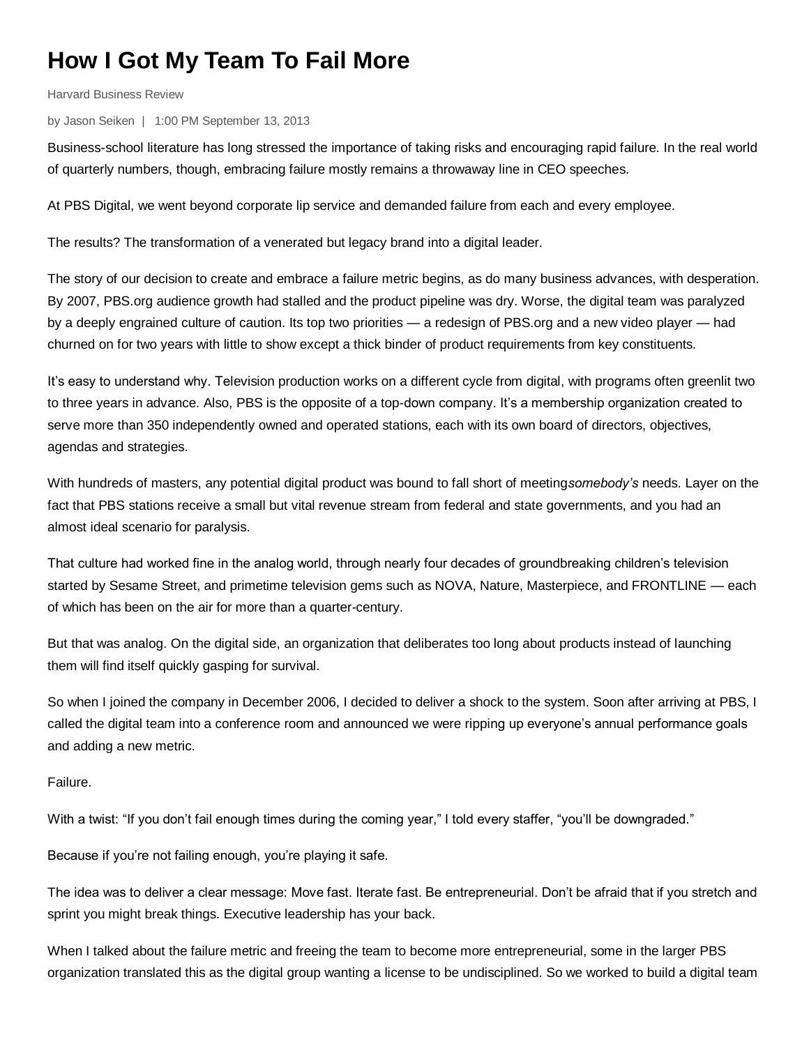# How I Got My Team To Fail More

Harvard Business Review

by Jason Seiken | 1:00 PM September 13, 2013

Business-school literature has long stressed the importance of taking risks and encouraging rapid failure. In the real world of quarterly numbers, though, embracing failure mostly remains a throwaway line in CEO speeches.

At PBS Digital, we went beyond corporate lip service and demanded failure from each and every employee.

The results? The transformation of a venerated but legacy brand into a digital leader.

The story of our decision to create and embrace a failure metric begins, as do many business advances, with desperation. By 2007, PBS.org audience growth had stalled and the product pipeline was dry. Worse, the digital team was paralyzed by a deeply engrained culture of caution. Its top two priorities — a redesign of PBS.org and a new video player — had churned on for two years with little to show except a thick binder of product requirements from key constituents.

It's easy to understand why. Television production works on a different cycle from digital, with programs often greenlit two to three years in advance. Also, PBS is the opposite of a top-down company. It's a membership organization created to serve more than 350 independently owned and operated stations, each with its own board of directors, objectives, agendas and strategies.

With hundreds of masters, any potential digital product was bound to fall short of meeting*somebody's* needs. Layer on the fact that PBS stations receive a small but vital revenue stream from federal and state governments, and you had an almost ideal scenario for paralysis.

That culture had worked fine in the analog world, through nearly four decades of groundbreaking children's television started by Sesame Street, and primetime television gems such as NOVA, Nature, Masterpiece, and FRONTLINE — each of which has been on the air for more than a quarter-century.

But that was analog. On the digital side, an organization that deliberates too long about products instead of launching them will find itself quickly gasping for survival.

So when I joined the company in December 2006, I decided to deliver a shock to the system. Soon after arriving at PBS, I called the digital team into a conference room and announced we were ripping up everyone's annual performance goals and adding a new metric.

Failure.

With a twist: "If you don't fail enough times during the coming year," I told every staffer, "you'll be downgraded."

Because if you're not failing enough, you're playing it safe.

The idea was to deliver a clear message: Move fast. Iterate fast. Be entrepreneurial. Don't be afraid that if you stretch and sprint you might break things. Executive leadership has your back.

When I talked about the failure metric and freeing the team to become more entrepreneurial, some in the larger PBS organization translated this as the digital group wanting a license to be undisciplined. So we worked to build a digital team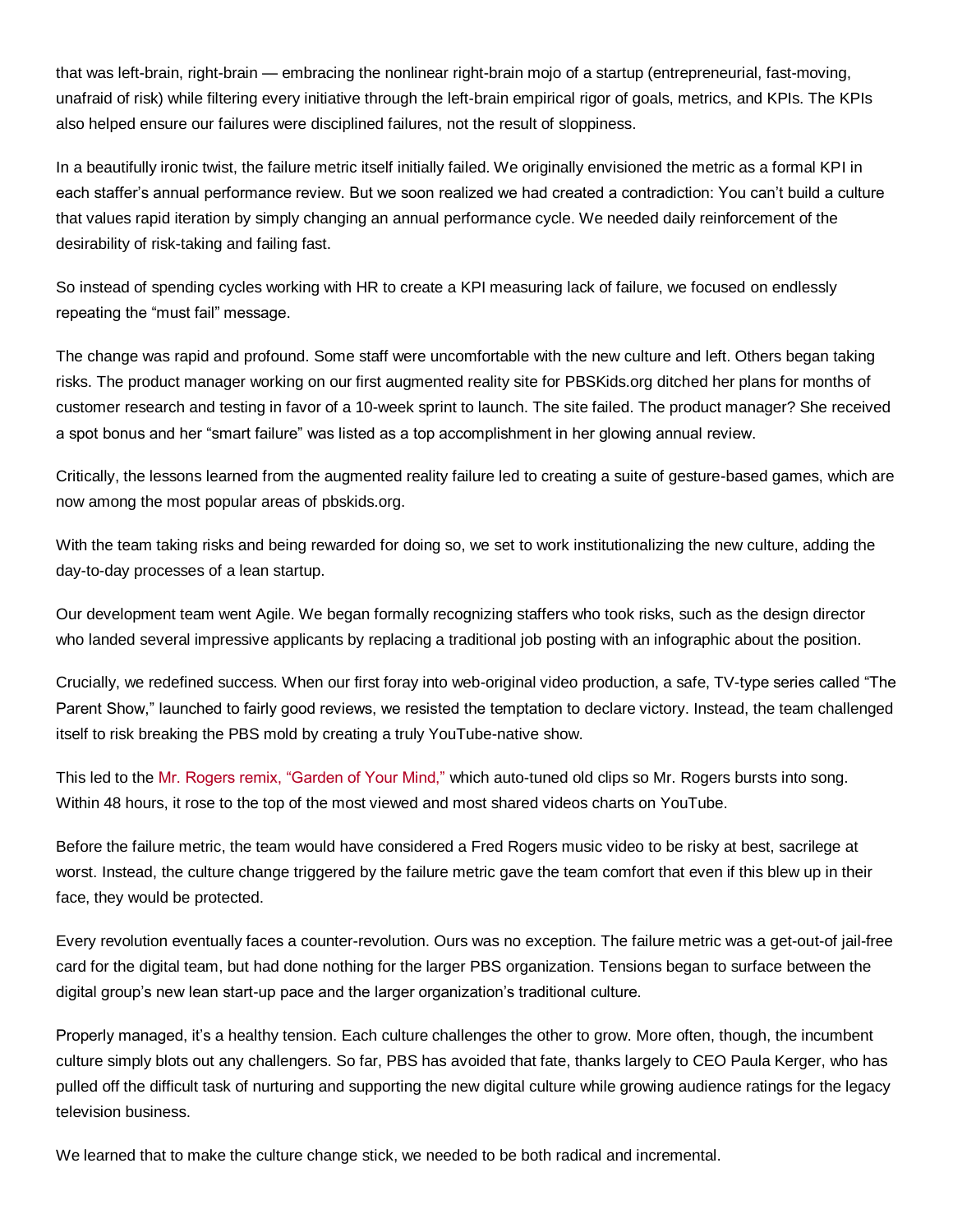that was left-brain, right-brain — embracing the nonlinear right-brain mojo of a startup (entrepreneurial, fast-moving, unafraid of risk) while filtering every initiative through the left-brain empirical rigor of goals, metrics, and KPIs. The KPIs also helped ensure our failures were disciplined failures, not the result of sloppiness.

In a beautifully ironic twist, the failure metric itself initially failed. We originally envisioned the metric as a formal KPI in each staffer's annual performance review. But we soon realized we had created a contradiction: You can't build a culture that values rapid iteration by simply changing an annual performance cycle. We needed daily reinforcement of the desirability of risk-taking and failing fast.

So instead of spending cycles working with HR to create a KPI measuring lack of failure, we focused on endlessly repeating the "must fail" message.

The change was rapid and profound. Some staff were uncomfortable with the new culture and left. Others began taking risks. The product manager working on our first augmented reality site for PBSKids.org ditched her plans for months of customer research and testing in favor of a 10-week sprint to launch. The site failed. The product manager? She received a spot bonus and her "smart failure" was listed as a top accomplishment in her glowing annual review.

Critically, the lessons learned from the augmented reality failure led to creating a suite of gesture-based games, which are now among the most popular areas of pbskids.org.

With the team taking risks and being rewarded for doing so, we set to work institutionalizing the new culture, adding the day-to-day processes of a lean startup.

Our development team went Agile. We began formally recognizing staffers who took risks, such as the design director who landed several impressive applicants by replacing a traditional job posting with an infographic about the position.

Crucially, we redefined success. When our first foray into web-original video production, a safe, TV-type series called "The Parent Show," launched to fairly good reviews, we resisted the temptation to declare victory. Instead, the team challenged itself to risk breaking the PBS mold by creating a truly YouTube-native show.

This led to the Mr. Rogers remix, "Garden of Your Mind," which auto-tuned old clips so Mr. Rogers bursts into song. Within 48 hours, it rose to the top of the most viewed and most shared videos charts on YouTube.

Before the failure metric, the team would have considered a Fred Rogers music video to be risky at best, sacrilege at worst. Instead, the culture change triggered by the failure metric gave the team comfort that even if this blew up in their face, they would be protected.

Every revolution eventually faces a counter-revolution. Ours was no exception. The failure metric was a get-out-of jail-free card for the digital team, but had done nothing for the larger PBS organization. Tensions began to surface between the digital group's new lean start-up pace and the larger organization's traditional culture.

Properly managed, it's a healthy tension. Each culture challenges the other to grow. More often, though, the incumbent culture simply blots out any challengers. So far, PBS has avoided that fate, thanks largely to CEO Paula Kerger, who has pulled off the difficult task of nurturing and supporting the new digital culture while growing audience ratings for the legacy television business.

We learned that to make the culture change stick, we needed to be both radical and incremental.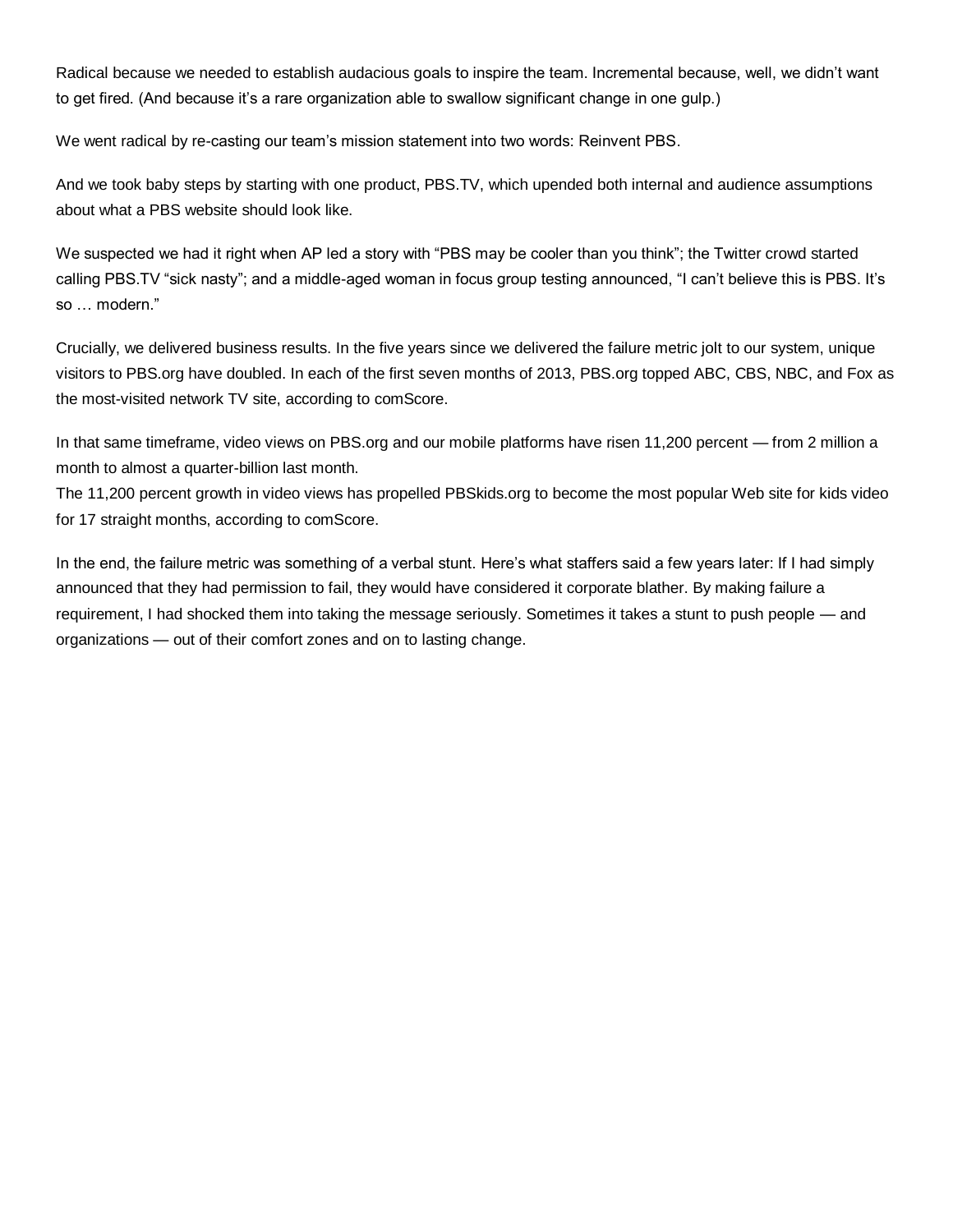Radical because we needed to establish audacious goals to inspire the team. Incremental because, well, we didn't want to get fired. (And because it's a rare organization able to swallow significant change in one gulp.)

We went radical by re-casting our team's mission statement into two words: Reinvent PBS.

And we took baby steps by starting with one product, PBS.TV, which upended both internal and audience assumptions about what a PBS website should look like.

We suspected we had it right when AP led a story with "PBS may be cooler than you think"; the Twitter crowd started calling PBS.TV "sick nasty"; and a middle-aged woman in focus group testing announced, "I can't believe this is PBS. It's so … modern."

Crucially, we delivered business results. In the five years since we delivered the failure metric jolt to our system, unique visitors to PBS.org have doubled. In each of the first seven months of 2013, PBS.org topped ABC, CBS, NBC, and Fox as the most-visited network TV site, according to comScore.

In that same timeframe, video views on PBS.org and our mobile platforms have risen 11,200 percent — from 2 million a month to almost a quarter-billion last month.
The 11,200 percent growth in video views has propelled PBSkids.org to become the most popular Web site for kids video for 17 straight months, according to comScore.

In the end, the failure metric was something of a verbal stunt. Here's what staffers said a few years later: If I had simply announced that they had permission to fail, they would have considered it corporate blather. By making failure a requirement, I had shocked them into taking the message seriously. Sometimes it takes a stunt to push people — and organizations — out of their comfort zones and on to lasting change.